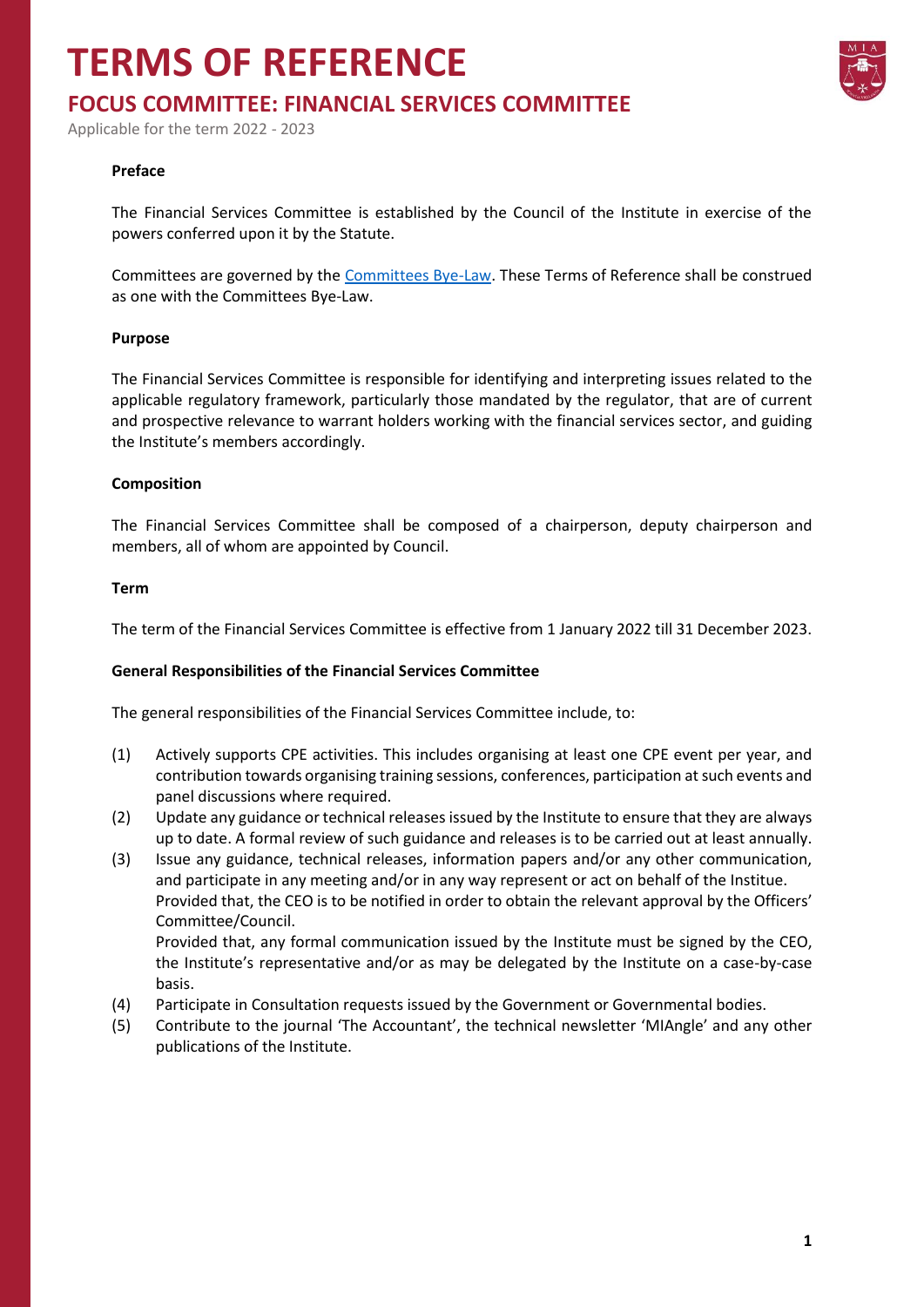# TERMS OF REFERENCE

## FOCUS COMMITTEE: FINANCIAL SERVICES COMMITTEE

Applicable for the term 2022 - 2023

**Preface**

The Financial Services Committee is established by the Council of the Institute in exercise of the powers conferred upon it by the Statute.

Committees are governed by the Committees Bye-Law. These Terms of Reference shall be construed as one with the Committees Bye-Law.

**Purpose**

The Financial Services Committee is responsible for identifying and interpreting issues related to the applicable regulatory framework, particularly those mandated by the regulator, that are of current and prospective relevance to warrant holders working with the financial services sector, and guiding the Institute's members accordingly.

**Composition**

The Financial Services Committee shall be composed of a chairperson, deputy chairperson and members, all of whom are appointed by Council.

**Term**

The term of the Financial Services Committee is effective from 1 January 2022 till 31 December 2023.

**General Responsibilities of the Financial Services Committee**

The general responsibilities of the Financial Services Committee include, to:

(1) Actively supports CPE activities. This includes organising at least one CPE event per year, and contribution towards organising training sessions, conferences, participation at such events and panel discussions where required.

(2) Update any guidance or technical releases issued by the Institute to ensure that they are always up to date. A formal review of such guidance and releases is to be carried out at least annually.

(3) Issue any guidance, technical releases, information papers and/or any other communication, and participate in any meeting and/or in any way represent or act on behalf of the Institue.
Provided that, the CEO is to be notified in order to obtain the relevant approval by the Officers' Committee/Council.
Provided that, any formal communication issued by the Institute must be signed by the CEO, the Institute's representative and/or as may be delegated by the Institute on a case-by-case basis.

(4) Participate in Consultation requests issued by the Government or Governmental bodies.

(5) Contribute to the journal 'The Accountant', the technical newsletter 'MIAngle' and any other publications of the Institute.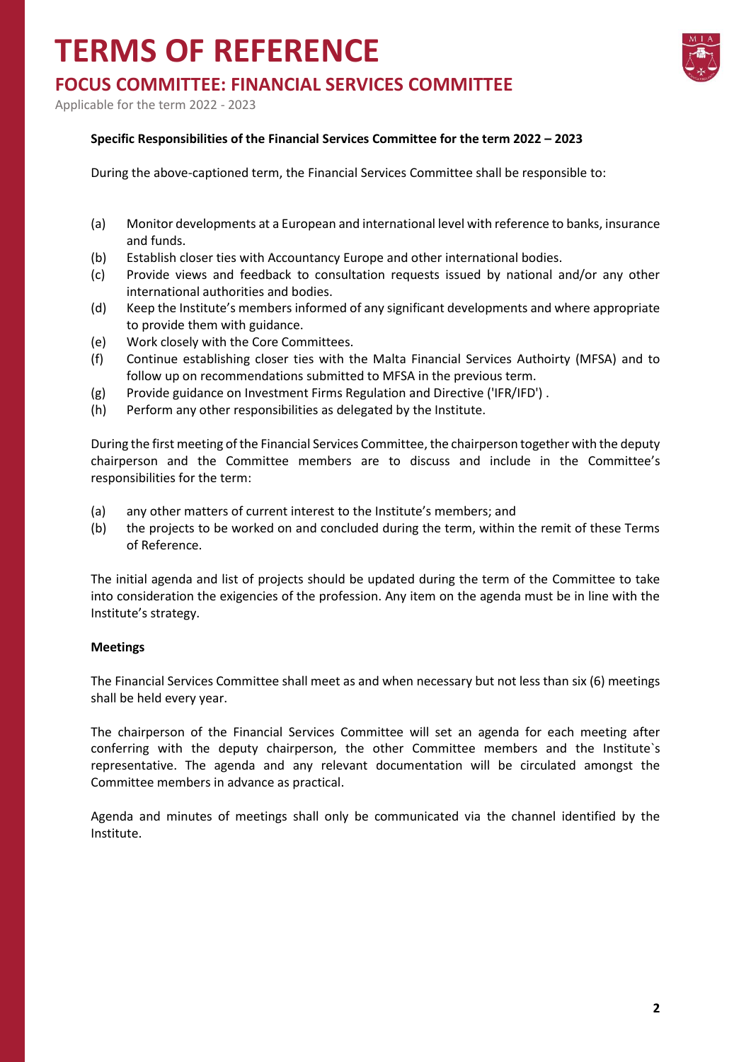# TERMS OF REFERENCE

## FOCUS COMMITTEE: FINANCIAL SERVICES COMMITTEE

Applicable for the term 2022 - 2023

**Specific Responsibilities of the Financial Services Committee for the term 2022 – 2023**

During the above-captioned term, the Financial Services Committee shall be responsible to:

(a) Monitor developments at a European and international level with reference to banks, insurance and funds.

(b) Establish closer ties with Accountancy Europe and other international bodies.

(c) Provide views and feedback to consultation requests issued by national and/or any other international authorities and bodies.

(d) Keep the Institute's members informed of any significant developments and where appropriate to provide them with guidance.

(e) Work closely with the Core Committees.

(f) Continue establishing closer ties with the Malta Financial Services Authoirty (MFSA) and to follow up on recommendations submitted to MFSA in the previous term.

(g) Provide guidance on Investment Firms Regulation and Directive ('IFR/IFD') .

(h) Perform any other responsibilities as delegated by the Institute.

During the first meeting of the Financial Services Committee, the chairperson together with the deputy chairperson and the Committee members are to discuss and include in the Committee's responsibilities for the term:

(a) any other matters of current interest to the Institute's members; and

(b) the projects to be worked on and concluded during the term, within the remit of these Terms of Reference.

The initial agenda and list of projects should be updated during the term of the Committee to take into consideration the exigencies of the profession. Any item on the agenda must be in line with the Institute's strategy.

**Meetings**

The Financial Services Committee shall meet as and when necessary but not less than six (6) meetings shall be held every year.

The chairperson of the Financial Services Committee will set an agenda for each meeting after conferring with the deputy chairperson, the other Committee members and the Institute`s representative. The agenda and any relevant documentation will be circulated amongst the Committee members in advance as practical.

Agenda and minutes of meetings shall only be communicated via the channel identified by the Institute.